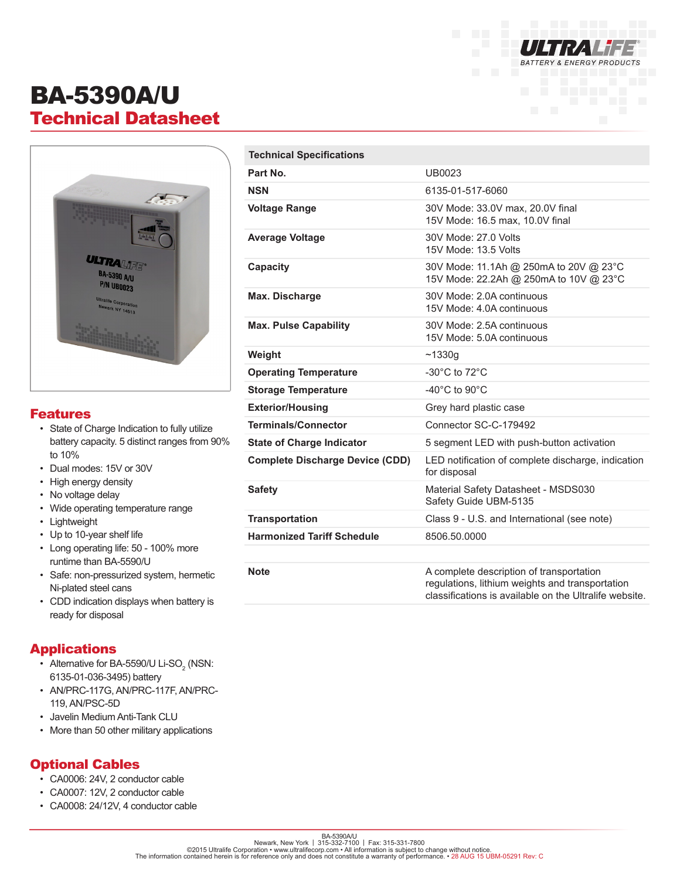# BA-5390A/U

## Technical Datasheet

| Technical Specifications | |
|---|---|
| **Part No.** | UB0023 |
| **NSN** | 6135-01-517-6060 |
| **Voltage Range** | 30V Mode: 33.0V max, 20.0V final<br>15V Mode: 16.5 max, 10.0V final |
| **Average Voltage** | 30V Mode: 27.0 Volts<br>15V Mode: 13.5 Volts |
| **Capacity** | 30V Mode: 11.1Ah @ 250mA to 20V @ 23°C<br>15V Mode: 22.2Ah @ 250mA to 10V @ 23°C |
| **Max. Discharge** | 30V Mode: 2.0A continuous<br>15V Mode: 4.0A continuous |
| **Max. Pulse Capability** | 30V Mode: 2.5A continuous<br>15V Mode: 5.0A continuous |
| **Weight** | ~1330g |
| **Operating Temperature** | -30°C to 72°C |
| **Storage Temperature** | -40°C to 90°C |
| **Exterior/Housing** | Grey hard plastic case |
| **Terminals/Connector** | Connector SC-C-179492 |
| **State of Charge Indicator** | 5 segment LED with push-button activation |
| **Complete Discharge Device (CDD)** | LED notification of complete discharge, indication for disposal |
| **Safety** | Material Safety Datasheet - MSDS030<br>Safety Guide UBM-5135 |
| **Transportation** | Class 9 - U.S. and International (see note) |
| **Harmonized Tariff Schedule** | 8506.50.0000 |
| | |
| **Note** | A complete description of transportation regulations, lithium weights and transportation classifications is available on the Ultralife website. |

## Features

- State of Charge Indication to fully utilize battery capacity. 5 distinct ranges from 90% to 10%
- Dual modes: 15V or 30V
- High energy density
- No voltage delay
- Wide operating temperature range
- Lightweight
- Up to 10-year shelf life
- Long operating life: 50 - 100% more runtime than BA-5590/U
- Safe: non-pressurized system, hermetic Ni-plated steel cans
- CDD indication displays when battery is ready for disposal

## Applications

- Alternative for BA-5590/U Li-$SO_2$ (NSN: 6135-01-036-3495) battery
- AN/PRC-117G, AN/PRC-117F, AN/PRC-119, AN/PSC-5D
- Javelin Medium Anti-Tank CLU
- More than 50 other military applications

## Optional Cables

- CA0006: 24V, 2 conductor cable
- CA0007: 12V, 2 conductor cable
- CA0008: 24/12V, 4 conductor cable

BA-5390A/U
Newark, New York | 315-332-7100 | Fax: 315-331-7800
©2015 Ultralife Corporation • www.ultralifecorp.com • All information is subject to change without notice.
The information contained herein is for reference only and does not constitute a warranty of performance. • 28 AUG 15 UBM-05291 Rev: C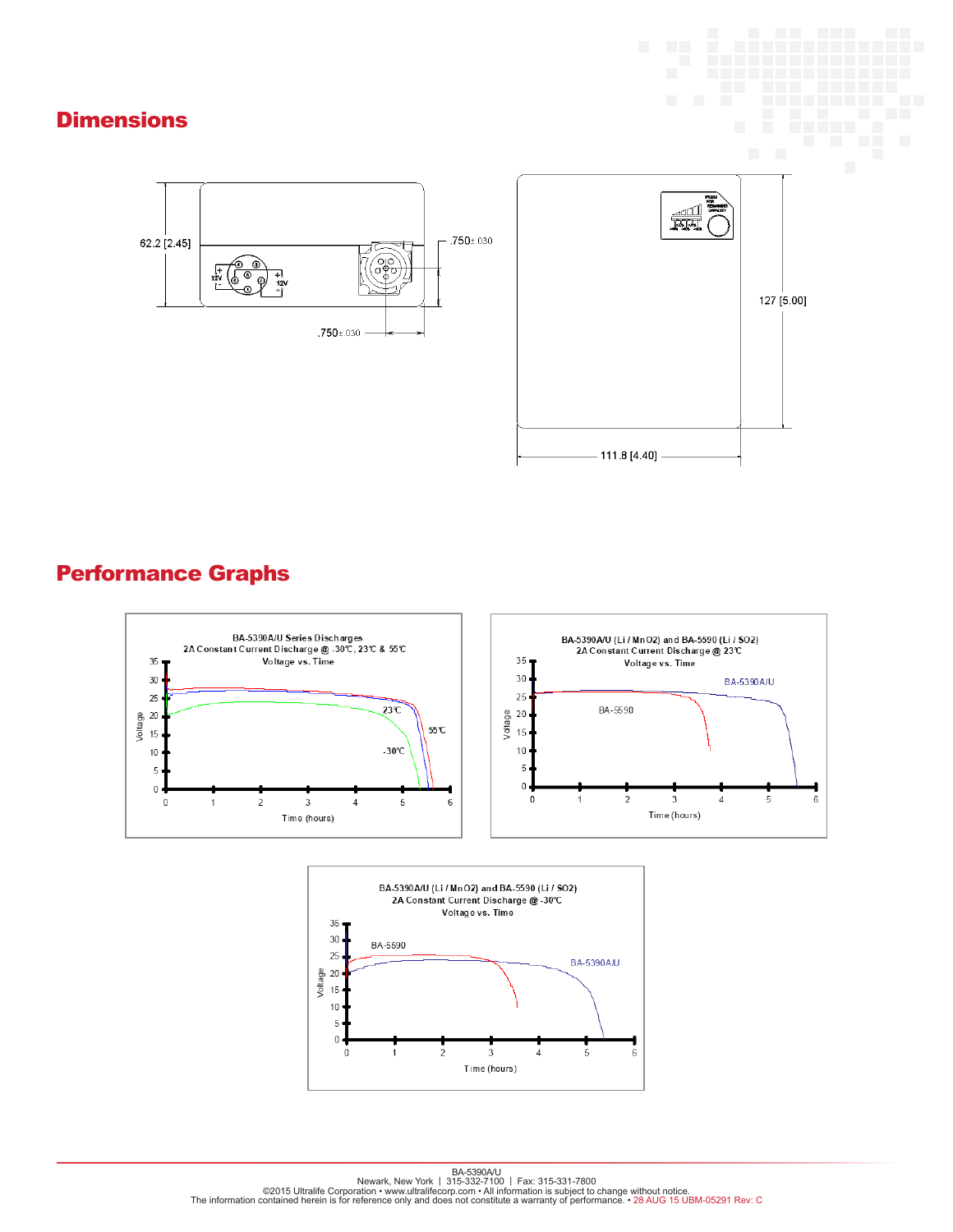## Dimensions

62.2 [2.45]

.750± .030

.750± .030

127 [5.00]

111.8 [4.40]

12V

12V

## Performance Graphs

BA-5390A/U Series Discharges
2A Constant Current Discharge @ -30℃, 23℃ & 55℃
Voltage vs. Time

Voltage

Time (hours)

23℃

55℃

-30℃

BA-5390A/U (Li / MnO2) and BA-5590 (Li / SO2)
2A Constant Current Discharge @ 23℃
Voltage vs. Time

Voltage

Time (hours)

BA-5390A/U

BA-5590

BA-5390A/U (Li / MnO2) and BA-5590 (Li / SO2)
2A Constant Current Discharge @ -30℃
Voltage vs. Time

Voltage

Time (hours)

BA-5590

BA-5390A/U

BA-5390A/U
Newark, New York | 315-332-7100 | Fax: 315-331-7800
©2015 Ultralife Corporation • www.ultralifecorp.com • All information is subject to change without notice.
The information contained herein is for reference only and does not constitute a warranty of performance. • 28 AUG 15 UBM-05291 Rev: C